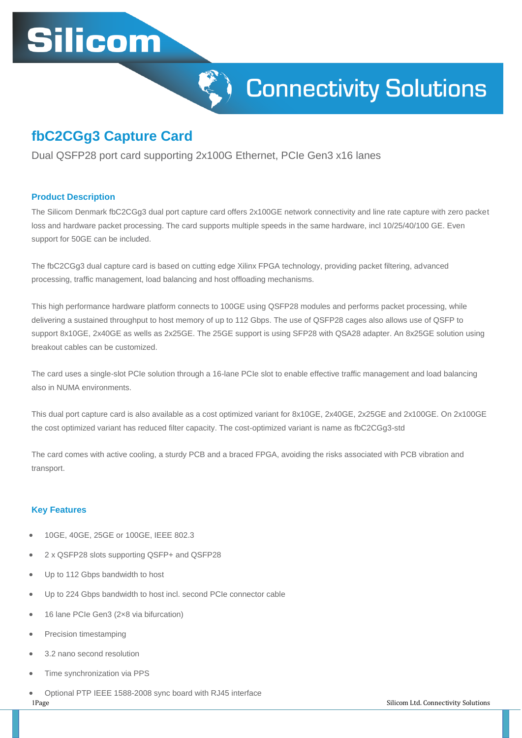# fbC2CGg3 Capture Card

Dual QSFP28 port card supporting 2x100G Ethernet, PCIe Gen3 x16 lanes

## Product Description

The Silicom Denmark fbC2CGg3 dual port capture card offers 2x100GE network connectivity and line rate capture with zero packet loss and hardware packet processing. The card supports multiple speeds in the same hardware, incl 10/25/40/100 GE. Even support for 50GE can be included.

The fbC2CGg3 dual capture card is based on cutting edge Xilinx FPGA technology, providing packet filtering, advanced processing, traffic management, load balancing and host offloading mechanisms.

This high performance hardware platform connects to 100GE using QSFP28 modules and performs packet processing, while delivering a sustained throughput to host memory of up to 112 Gbps. The use of QSFP28 cages also allows use of QSFP to support 8x10GE, 2x40GE as wells as 2x25GE. The 25GE support is using SFP28 with QSA28 adapter. An 8x25GE solution using breakout cables can be customized.

The card uses a single-slot PCIe solution through a 16-lane PCIe slot to enable effective traffic management and load balancing also in NUMA environments.

This dual port capture card is also available as a cost optimized variant for 8x10GE, 2x40GE, 2x25GE and 2x100GE. On 2x100GE the cost optimized variant has reduced filter capacity. The cost-optimized variant is name as fbC2CGg3-std

The card comes with active cooling, a sturdy PCB and a braced FPGA, avoiding the risks associated with PCB vibration and transport.

## Key Features

- 10GE, 40GE, 25GE or 100GE, IEEE 802.3
- 2 x QSFP28 slots supporting QSFP+ and QSFP28
- Up to 112 Gbps bandwidth to host
- Up to 224 Gbps bandwidth to host incl. second PCIe connector cable
- 16 lane PCIe Gen3 (2×8 via bifurcation)
- Precision timestamping
- 3.2 nano second resolution
- Time synchronization via PPS
- Optional PTP IEEE 1588-2008 sync board with RJ45 interface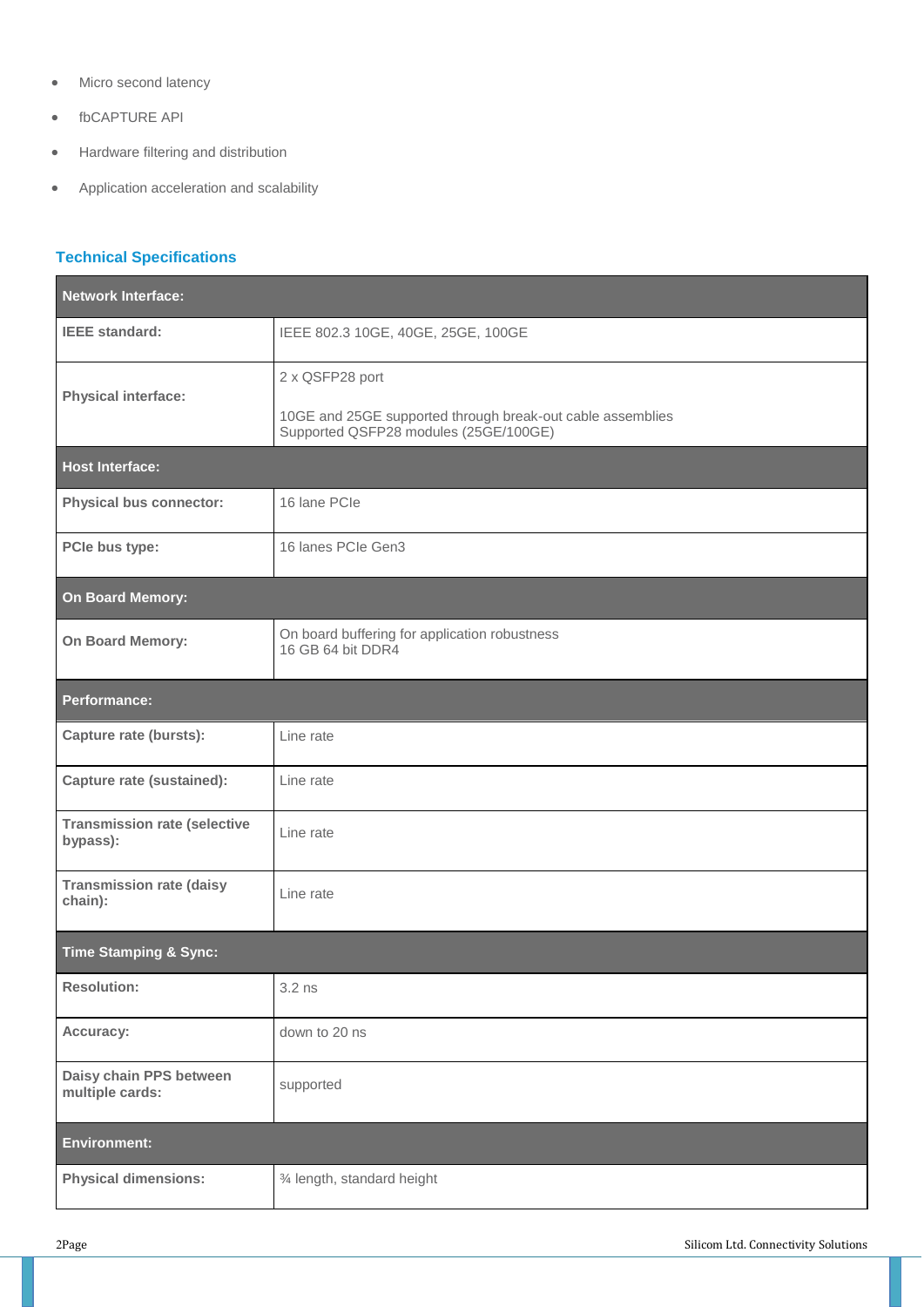- Micro second latency
- fbCAPTURE API
- Hardware filtering and distribution
- Application acceleration and scalability

## Technical Specifications

| **Network Interface:** | |
|---|---|
| **IEEE standard:** | IEEE 802.3 10GE, 40GE, 25GE, 100GE |
| **Physical interface:** | 2 x QSFP28 port<br><br>10GE and 25GE supported through break-out cable assemblies<br>Supported QSFP28 modules (25GE/100GE) |
| **Host Interface:** | |
| **Physical bus connector:** | 16 lane PCIe |
| **PCIe bus type:** | 16 lanes PCIe Gen3 |
| **On Board Memory:** | |
| **On Board Memory:** | On board buffering for application robustness<br>16 GB 64 bit DDR4 |
| **Performance:** | |
| **Capture rate (bursts):** | Line rate |
| **Capture rate (sustained):** | Line rate |
| **Transmission rate (selective bypass):** | Line rate |
| **Transmission rate (daisy chain):** | Line rate |
| **Time Stamping & Sync:** | |
| **Resolution:** | 3.2 ns |
| **Accuracy:** | down to 20 ns |
| **Daisy chain PPS between multiple cards:** | supported |
| **Environment:** | |
| **Physical dimensions:** | ¾ length, standard height |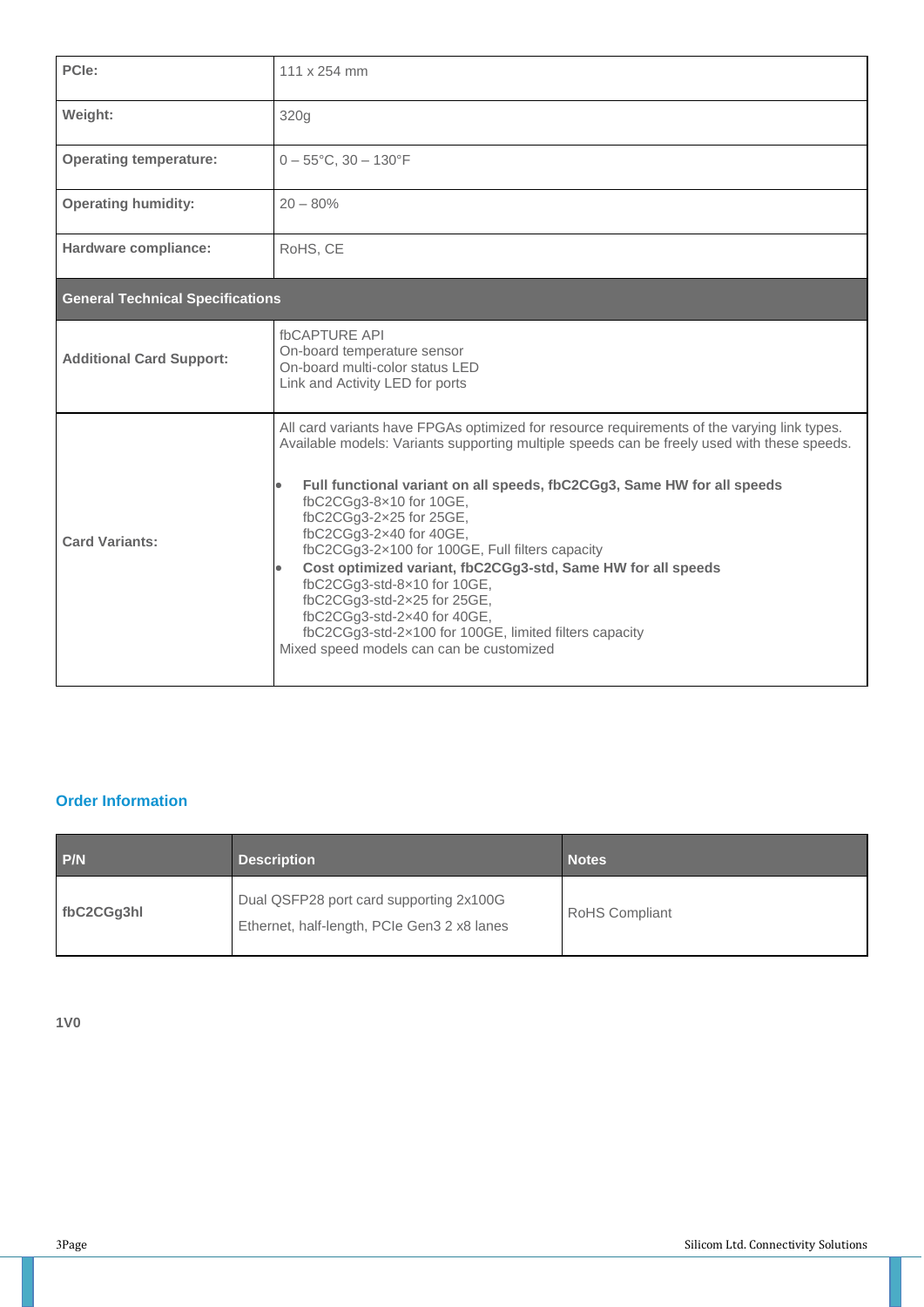| | |
|---|---|
| **PCIe:** | 111 x 254 mm |
| **Weight:** | 320g |
| **Operating temperature:** | 0 – 55°C, 30 – 130°F |
| **Operating humidity:** | 20 – 80% |
| **Hardware compliance:** | RoHS, CE |
| **General Technical Specifications** | |
| **Additional Card Support:** | fbCAPTURE API<br>On-board temperature sensor<br>On-board multi-color status LED<br>Link and Activity LED for ports |
| **Card Variants:** | All card variants have FPGAs optimized for resource requirements of the varying link types. Available models: Variants supporting multiple speeds can be freely used with these speeds.<br><br>• **Full functional variant on all speeds, fbC2CGg3, Same HW for all speeds**<br>fbC2CGg3-8×10 for 10GE,<br>fbC2CGg3-2×25 for 25GE,<br>fbC2CGg3-2×40 for 40GE,<br>fbC2CGg3-2×100 for 100GE, Full filters capacity<br>• **Cost optimized variant, fbC2CGg3-std, Same HW for all speeds**<br>fbC2CGg3-std-8×10 for 10GE,<br>fbC2CGg3-std-2×25 for 25GE,<br>fbC2CGg3-std-2×40 for 40GE,<br>fbC2CGg3-std-2×100 for 100GE, limited filters capacity<br>Mixed speed models can can be customized |

## Order Information

| P/N | Description | Notes |
|---|---|---|
| **fbC2CGg3hl** | Dual QSFP28 port card supporting 2x100G Ethernet, half-length, PCIe Gen3 2 x8 lanes | RoHS Compliant |

**1V0**